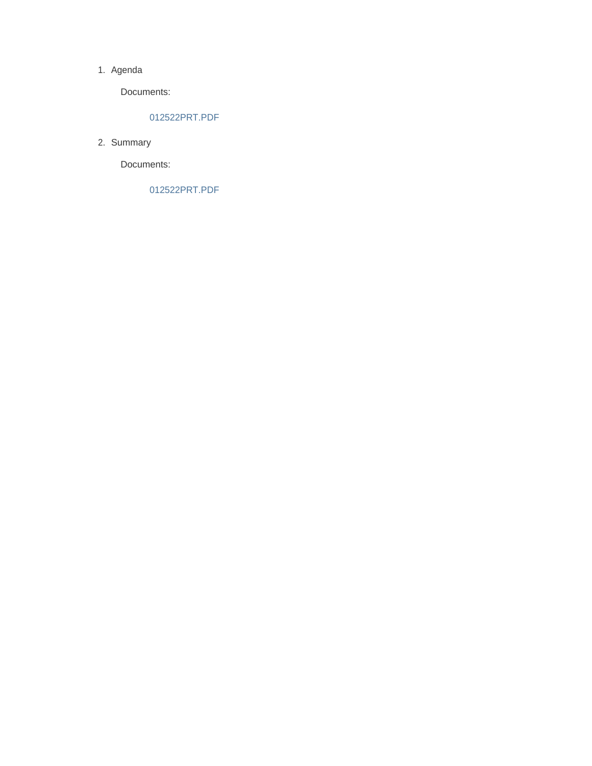1. Agenda

   Documents:

   012522PRT.PDF

2. Summary

   Documents:

   012522PRT.PDF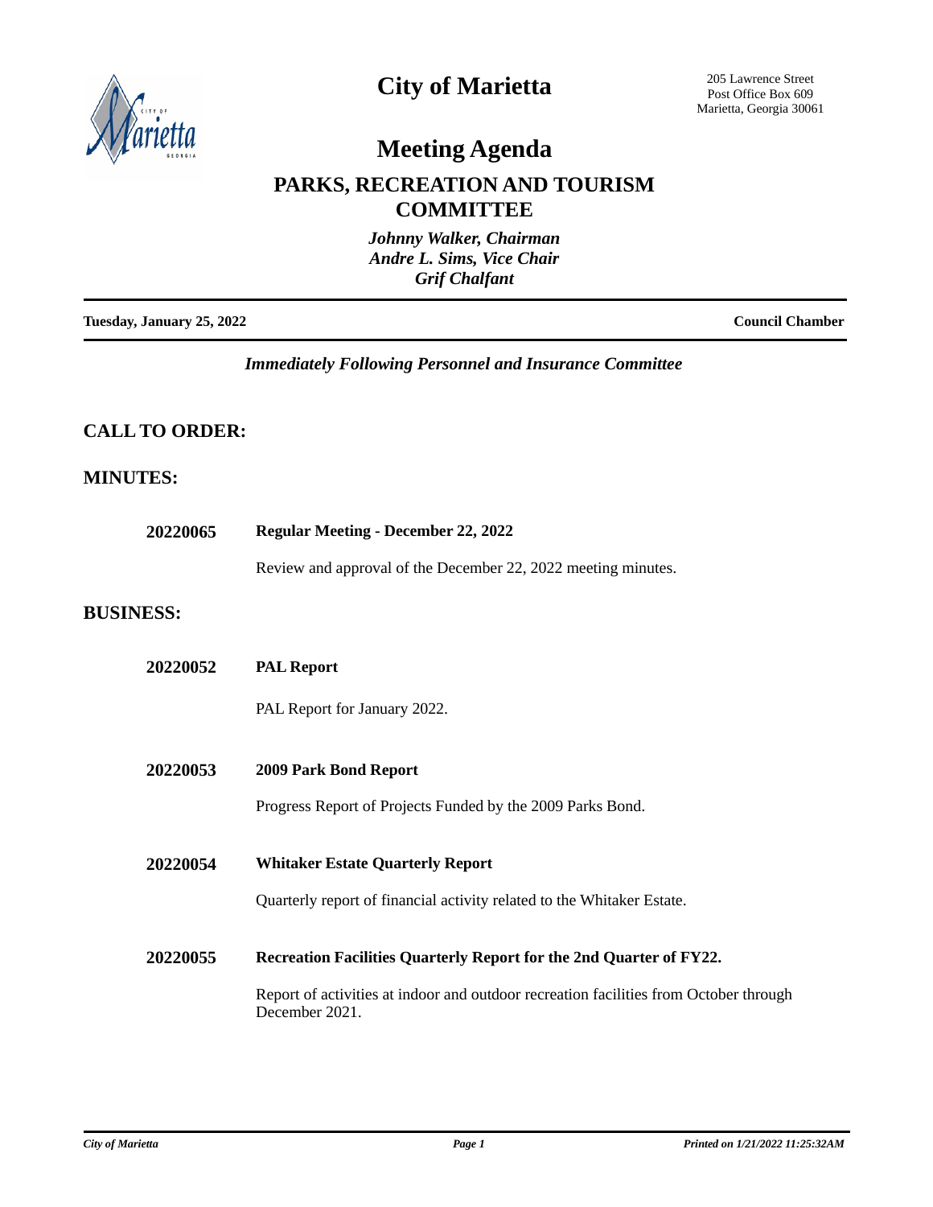# City of Marietta

205 Lawrence Street
Post Office Box 609
Marietta, Georgia 30061

# Meeting Agenda

## PARKS, RECREATION AND TOURISM COMMITTEE

*Johnny Walker, Chairman*
*Andre L. Sims, Vice Chair*
*Grif Chalfant*

**Tuesday, January 25, 2022** **Council Chamber**

*Immediately Following Personnel and Insurance Committee*

## CALL TO ORDER:

## MINUTES:

**20220065** **Regular Meeting - December 22, 2022**

Review and approval of the December 22, 2022 meeting minutes.

## BUSINESS:

**20220052** **PAL Report**

PAL Report for January 2022.

**20220053** **2009 Park Bond Report**

Progress Report of Projects Funded by the 2009 Parks Bond.

**20220054** **Whitaker Estate Quarterly Report**

Quarterly report of financial activity related to the Whitaker Estate.

**20220055** **Recreation Facilities Quarterly Report for the 2nd Quarter of FY22.**

Report of activities at indoor and outdoor recreation facilities from October through December 2021.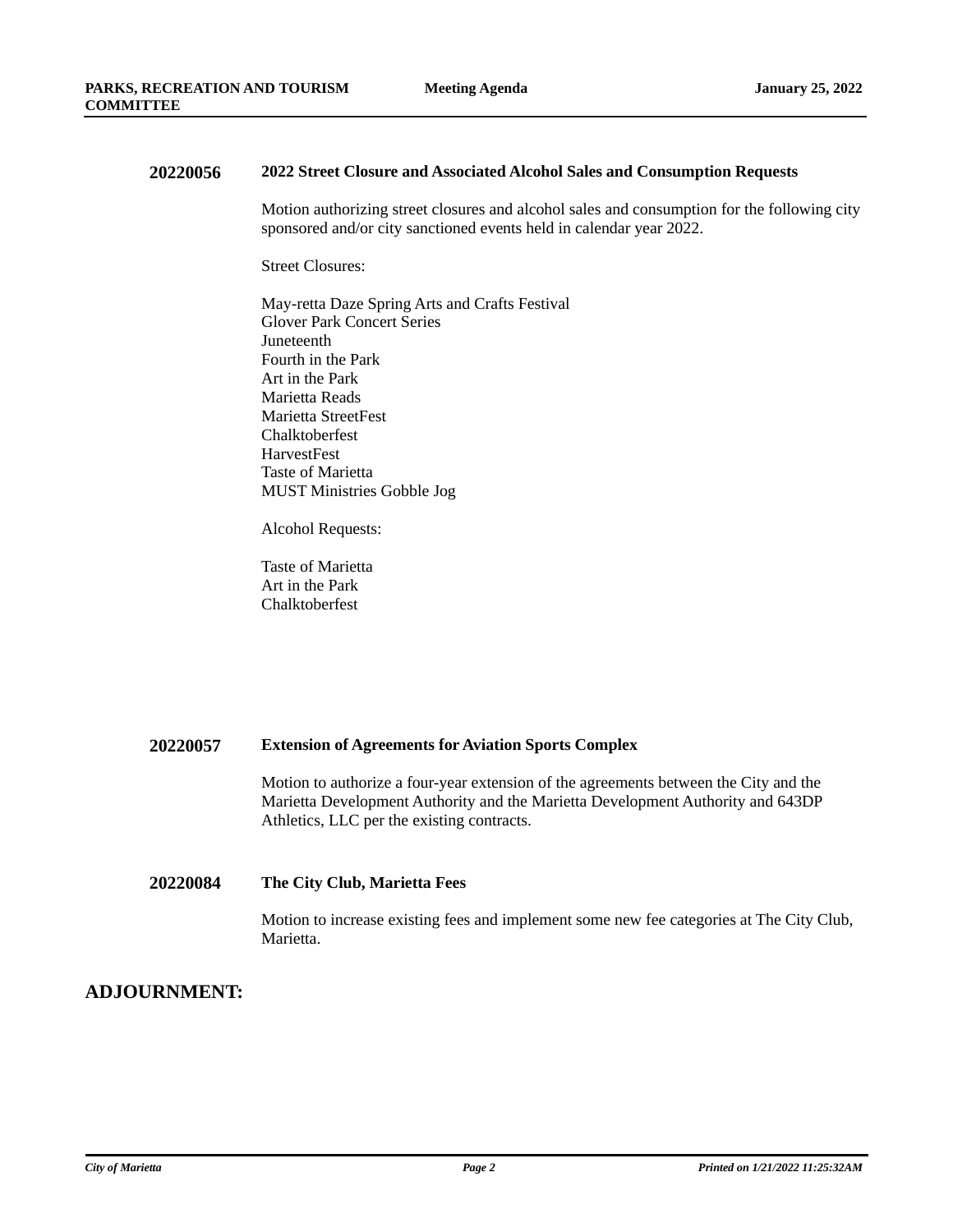**20220056** **2022 Street Closure and Associated Alcohol Sales and Consumption Requests**

Motion authorizing street closures and alcohol sales and consumption for the following city sponsored and/or city sanctioned events held in calendar year 2022.

Street Closures:

May-retta Daze Spring Arts and Crafts Festival
Glover Park Concert Series
Juneteenth
Fourth in the Park
Art in the Park
Marietta Reads
Marietta StreetFest
Chalktoberfest
HarvestFest
Taste of Marietta
MUST Ministries Gobble Jog

Alcohol Requests:

Taste of Marietta
Art in the Park
Chalktoberfest

**20220057** **Extension of Agreements for Aviation Sports Complex**

Motion to authorize a four-year extension of the agreements between the City and the Marietta Development Authority and the Marietta Development Authority and 643DP Athletics, LLC per the existing contracts.

**20220084** **The City Club, Marietta Fees**

Motion to increase existing fees and implement some new fee categories at The City Club, Marietta.

## ADJOURNMENT: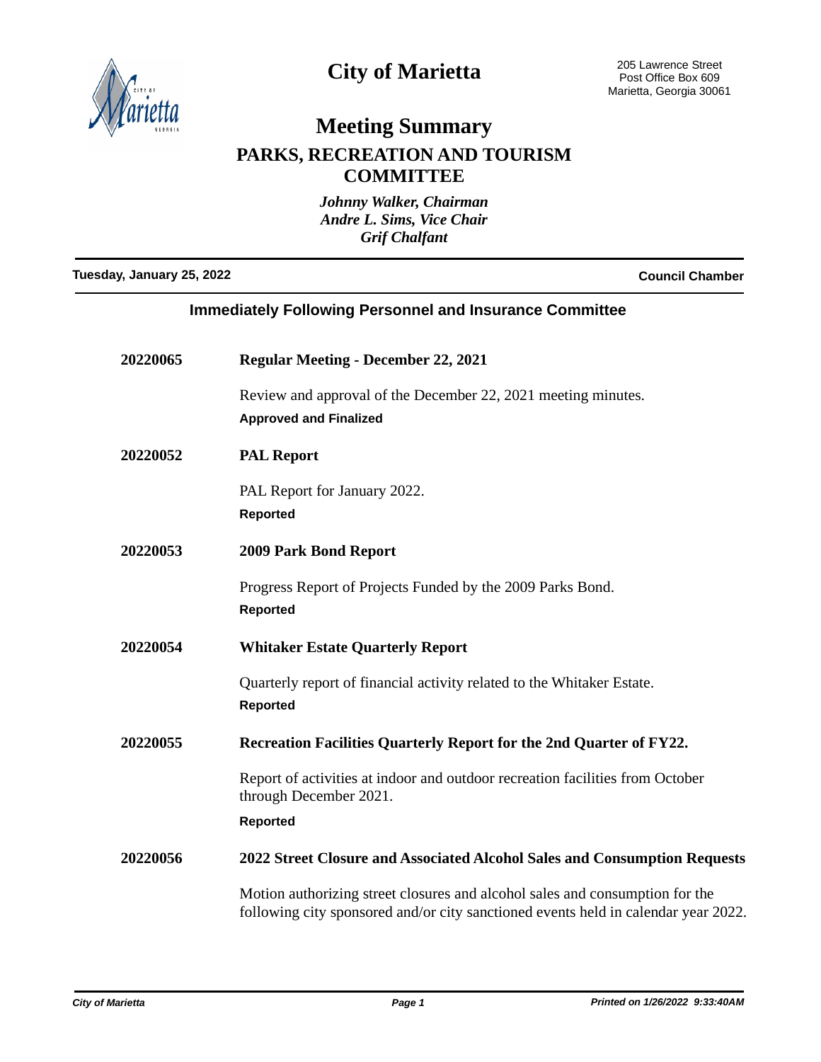# City of Marietta

205 Lawrence Street
Post Office Box 609
Marietta, Georgia 30061

# Meeting Summary

## PARKS, RECREATION AND TOURISM COMMITTEE

*Johnny Walker, Chairman*
*Andre L. Sims, Vice Chair*
*Grif Chalfant*

**Tuesday, January 25, 2022** — **Council Chamber**

### Immediately Following Personnel and Insurance Committee

**20220065** — **Regular Meeting - December 22, 2021**

Review and approval of the December 22, 2021 meeting minutes.

**Approved and Finalized**

**20220052** — **PAL Report**

PAL Report for January 2022.

**Reported**

**20220053** — **2009 Park Bond Report**

Progress Report of Projects Funded by the 2009 Parks Bond.

**Reported**

**20220054** — **Whitaker Estate Quarterly Report**

Quarterly report of financial activity related to the Whitaker Estate.

**Reported**

**20220055** — **Recreation Facilities Quarterly Report for the 2nd Quarter of FY22.**

Report of activities at indoor and outdoor recreation facilities from October through December 2021.

**Reported**

**20220056** — **2022 Street Closure and Associated Alcohol Sales and Consumption Requests**

Motion authorizing street closures and alcohol sales and consumption for the following city sponsored and/or city sanctioned events held in calendar year 2022.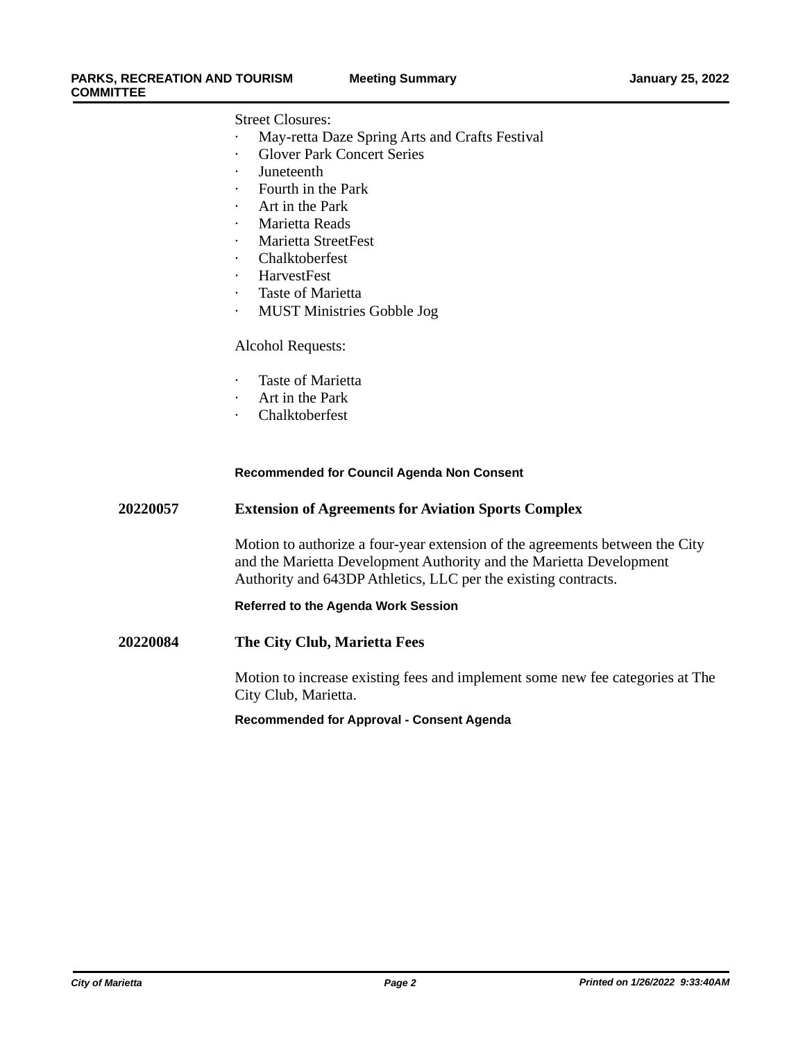Street Closures:

- May-retta Daze Spring Arts and Crafts Festival
- Glover Park Concert Series
- Juneteenth
- Fourth in the Park
- Art in the Park
- Marietta Reads
- Marietta StreetFest
- Chalktoberfest
- HarvestFest
- Taste of Marietta
- MUST Ministries Gobble Jog

Alcohol Requests:

- Taste of Marietta
- Art in the Park
- Chalktoberfest

**Recommended for Council Agenda Non Consent**

**20220057 Extension of Agreements for Aviation Sports Complex**

Motion to authorize a four-year extension of the agreements between the City and the Marietta Development Authority and the Marietta Development Authority and 643DP Athletics, LLC per the existing contracts.

**Referred to the Agenda Work Session**

**20220084 The City Club, Marietta Fees**

Motion to increase existing fees and implement some new fee categories at The City Club, Marietta.

**Recommended for Approval - Consent Agenda**